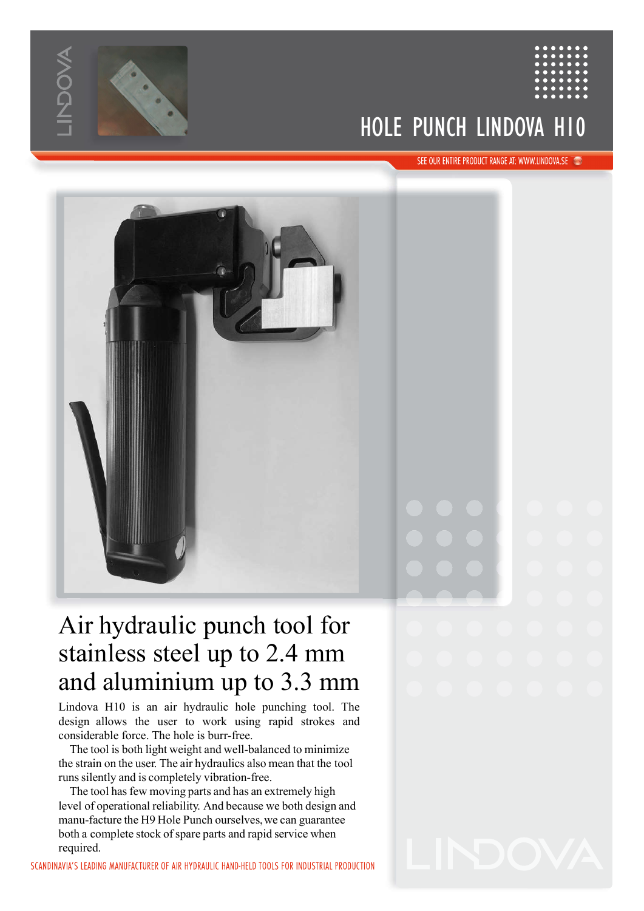# HOLE PUNCH LINDOVA H10

SEE OUR ENTIRE PRODUCT RANGE AT: WWW.LINDOVA.SE

## Air hydraulic punch tool for stainless steel up to 2.4 mm and aluminium up to 3.3 mm

Lindova H10 is an air hydraulic hole punching tool. The design allows the user to work using rapid strokes and considerable force. The hole is burr-free.

The tool is both light weight and well-balanced to minimize the strain on the user. The air hydraulics also mean that the tool runs silently and is completely vibration-free.

The tool has few moving parts and has an extremely high level of operational reliability. And because we both design and manu-facture the H9 Hole Punch ourselves, we can guarantee both a complete stock of spare parts and rapid service when required.

SCANDINAVIA'S LEADING MANUFACTURER OF AIR HYDRAULIC HAND-HELD TOOLS FOR INDUSTRIAL PRODUCTION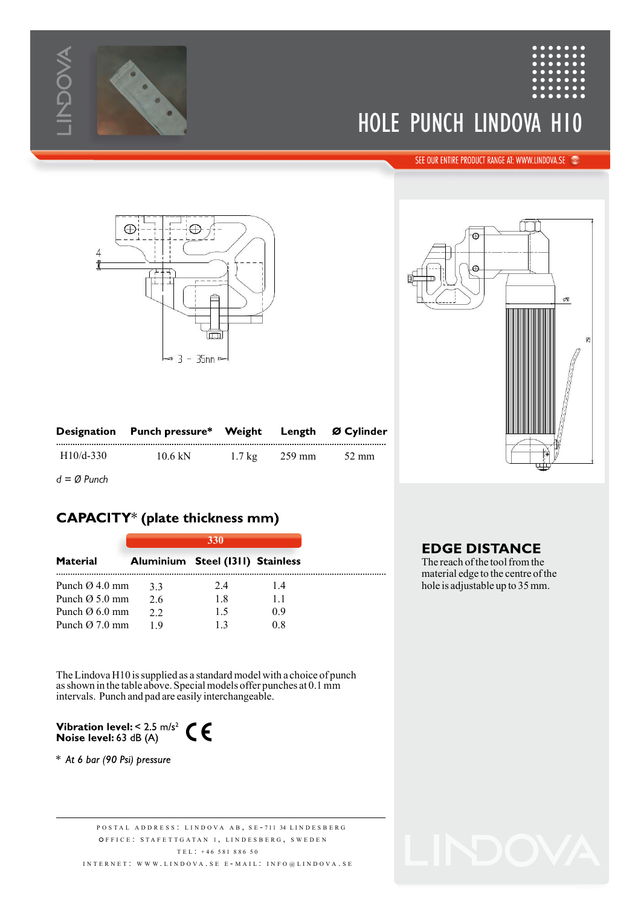# HOLE PUNCH LINDOVA H10

SEE OUR ENTIRE PRODUCT RANGE AT: WWW.LINDOVA.SE

4

3 - 35mm

| Designation | Punch pressure* | Weight | Length | Ø Cylinder |
|---|---|---|---|---|
| H10/d-330 | 10.6 kN | 1.7 kg | 259 mm | 52 mm |

*d = Ø Punch*

## CAPACITY* (plate thickness mm)

| Material | Aluminium | Steel (1311) | Stainless |
|---|---|---|---|
| | 330 | | |
| Punch Ø 4.0 mm | 3.3 | 2.4 | 1.4 |
| Punch Ø 5.0 mm | 2.6 | 1.8 | 1.1 |
| Punch Ø 6.0 mm | 2.2 | 1.5 | 0.9 |
| Punch Ø 7.0 mm | 1.9 | 1.3 | 0.8 |

The Lindova H10 is supplied as a standard model with a choice of punch as shown in the table above. Special models offer punches at 0.1 mm intervals. Punch and pad are easily interchangeable.

**Vibration level:** < 2.5 m/s²
**Noise level:** 63 dB (A)

CE

\* *At 6 bar (90 Psi) pressure*

## EDGE DISTANCE

The reach of the tool from the material edge to the centre of the hole is adjustable up to 35 mm.

POSTAL ADDRESS: LINDOVA AB, SE-711 34 LINDESBERG
OFFICE: STAFETTGATAN 1, LINDESBERG, SWEDEN
TEL: +46 581 886 50
INTERNET: WWW.LINDOVA.SE E-MAIL: INFO@LINDOVA.SE